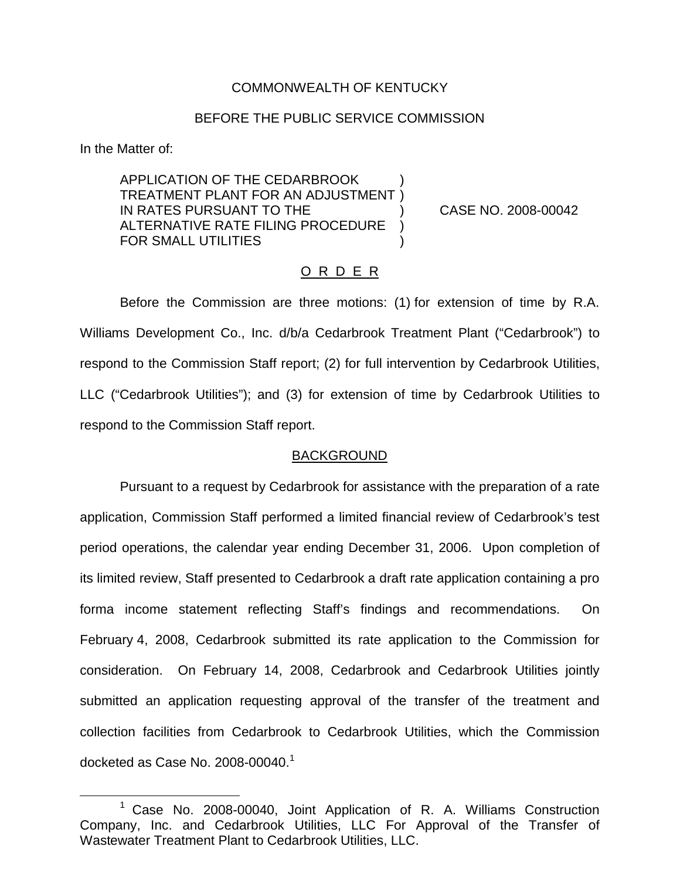COMMONWEALTH OF KENTUCKY

BEFORE THE PUBLIC SERVICE COMMISSION

In the Matter of:

| | | |
|---|---|---|
| APPLICATION OF THE CEDARBROOK TREATMENT PLANT FOR AN ADJUSTMENT IN RATES PURSUANT TO THE ALTERNATIVE RATE FILING PROCEDURE FOR SMALL UTILITIES | ) ) ) ) ) | CASE NO. 2008-00042 |

<u>O R D E R</u>

Before the Commission are three motions: (1) for extension of time by R.A. Williams Development Co., Inc. d/b/a Cedarbrook Treatment Plant ("Cedarbrook") to respond to the Commission Staff report; (2) for full intervention by Cedarbrook Utilities, LLC ("Cedarbrook Utilities"); and (3) for extension of time by Cedarbrook Utilities to respond to the Commission Staff report.

<u>BACKGROUND</u>

Pursuant to a request by Cedarbrook for assistance with the preparation of a rate application, Commission Staff performed a limited financial review of Cedarbrook's test period operations, the calendar year ending December 31, 2006. Upon completion of its limited review, Staff presented to Cedarbrook a draft rate application containing a pro forma income statement reflecting Staff's findings and recommendations. On February 4, 2008, Cedarbrook submitted its rate application to the Commission for consideration. On February 14, 2008, Cedarbrook and Cedarbrook Utilities jointly submitted an application requesting approval of the transfer of the treatment and collection facilities from Cedarbrook to Cedarbrook Utilities, which the Commission docketed as Case No. 2008-00040.[1]

[1] Case No. 2008-00040, Joint Application of R. A. Williams Construction Company, Inc. and Cedarbrook Utilities, LLC For Approval of the Transfer of Wastewater Treatment Plant to Cedarbrook Utilities, LLC.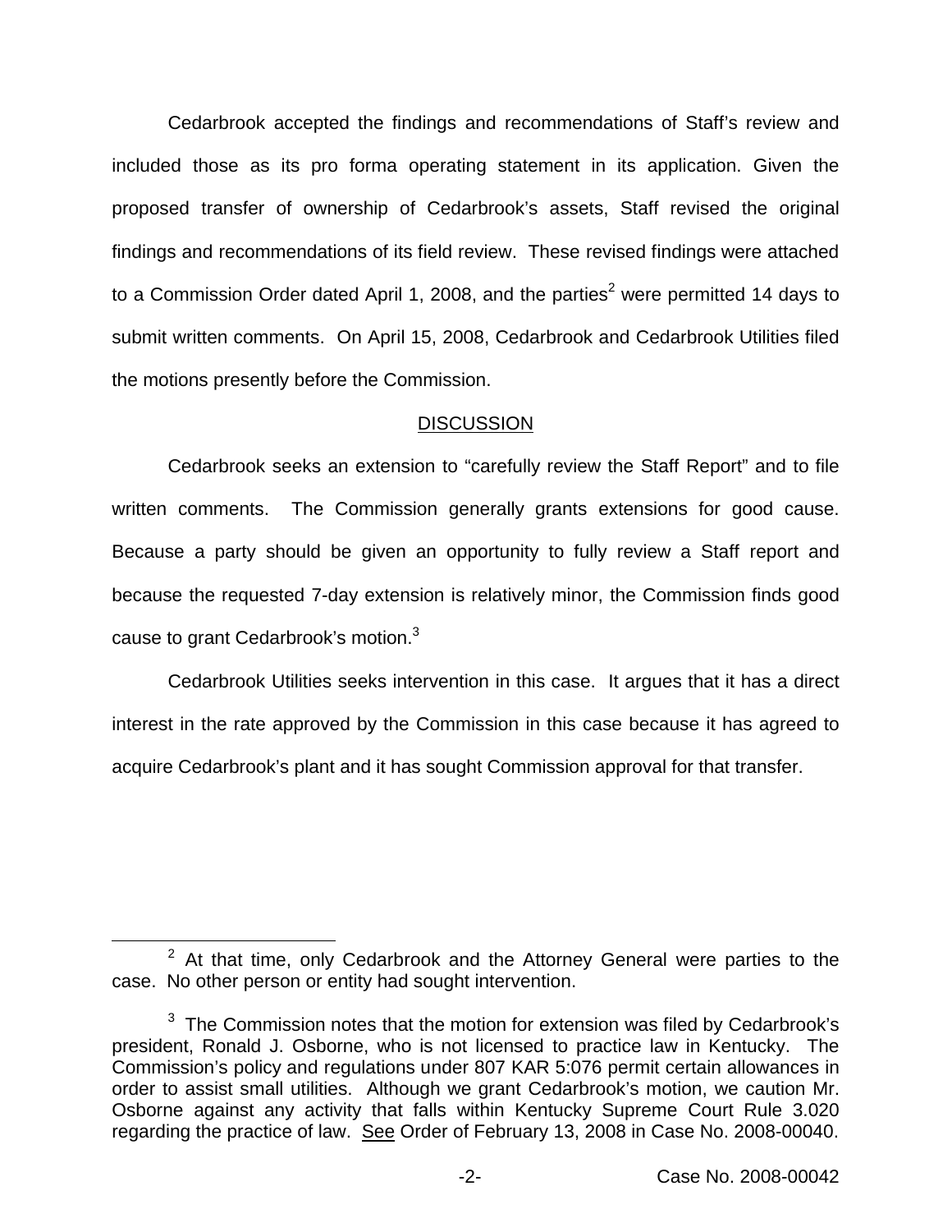Cedarbrook accepted the findings and recommendations of Staff's review and included those as its pro forma operating statement in its application. Given the proposed transfer of ownership of Cedarbrook's assets, Staff revised the original findings and recommendations of its field review. These revised findings were attached to a Commission Order dated April 1, 2008, and the parties[2] were permitted 14 days to submit written comments. On April 15, 2008, Cedarbrook and Cedarbrook Utilities filed the motions presently before the Commission.

## DISCUSSION

Cedarbrook seeks an extension to "carefully review the Staff Report" and to file written comments. The Commission generally grants extensions for good cause. Because a party should be given an opportunity to fully review a Staff report and because the requested 7-day extension is relatively minor, the Commission finds good cause to grant Cedarbrook's motion.[3]

Cedarbrook Utilities seeks intervention in this case. It argues that it has a direct interest in the rate approved by the Commission in this case because it has agreed to acquire Cedarbrook's plant and it has sought Commission approval for that transfer.

---

[2] At that time, only Cedarbrook and the Attorney General were parties to the case. No other person or entity had sought intervention.

[3] The Commission notes that the motion for extension was filed by Cedarbrook's president, Ronald J. Osborne, who is not licensed to practice law in Kentucky. The Commission's policy and regulations under 807 KAR 5:076 permit certain allowances in order to assist small utilities. Although we grant Cedarbrook's motion, we caution Mr. Osborne against any activity that falls within Kentucky Supreme Court Rule 3.020 regarding the practice of law. See Order of February 13, 2008 in Case No. 2008-00040.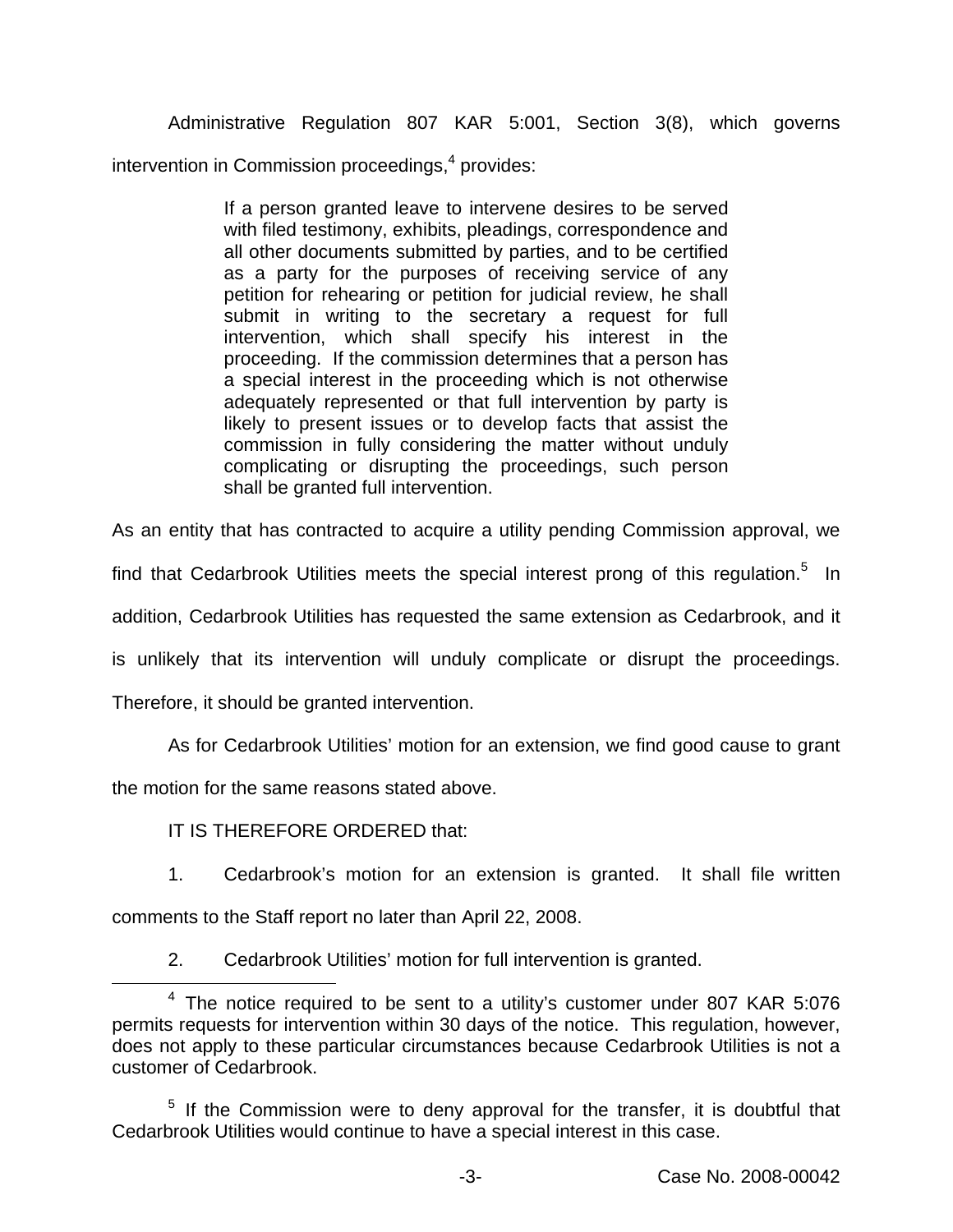Administrative Regulation 807 KAR 5:001, Section 3(8), which governs intervention in Commission proceedings,[4] provides:

> If a person granted leave to intervene desires to be served with filed testimony, exhibits, pleadings, correspondence and all other documents submitted by parties, and to be certified as a party for the purposes of receiving service of any petition for rehearing or petition for judicial review, he shall submit in writing to the secretary a request for full intervention, which shall specify his interest in the proceeding. If the commission determines that a person has a special interest in the proceeding which is not otherwise adequately represented or that full intervention by party is likely to present issues or to develop facts that assist the commission in fully considering the matter without unduly complicating or disrupting the proceedings, such person shall be granted full intervention.

As an entity that has contracted to acquire a utility pending Commission approval, we find that Cedarbrook Utilities meets the special interest prong of this regulation.[5] In addition, Cedarbrook Utilities has requested the same extension as Cedarbrook, and it is unlikely that its intervention will unduly complicate or disrupt the proceedings. Therefore, it should be granted intervention.

As for Cedarbrook Utilities' motion for an extension, we find good cause to grant the motion for the same reasons stated above.

IT IS THEREFORE ORDERED that:

1. Cedarbrook's motion for an extension is granted. It shall file written comments to the Staff report no later than April 22, 2008.

2. Cedarbrook Utilities' motion for full intervention is granted.

---

[4] The notice required to be sent to a utility's customer under 807 KAR 5:076 permits requests for intervention within 30 days of the notice. This regulation, however, does not apply to these particular circumstances because Cedarbrook Utilities is not a customer of Cedarbrook.

[5] If the Commission were to deny approval for the transfer, it is doubtful that Cedarbrook Utilities would continue to have a special interest in this case.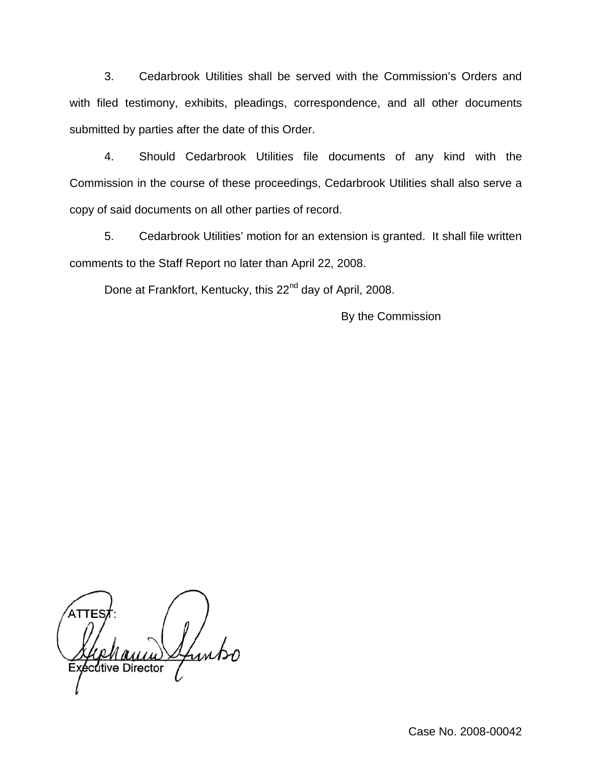3. Cedarbrook Utilities shall be served with the Commission's Orders and with filed testimony, exhibits, pleadings, correspondence, and all other documents submitted by parties after the date of this Order.

4. Should Cedarbrook Utilities file documents of any kind with the Commission in the course of these proceedings, Cedarbrook Utilities shall also serve a copy of said documents on all other parties of record.

5. Cedarbrook Utilities' motion for an extension is granted. It shall file written comments to the Staff Report no later than April 22, 2008.

Done at Frankfort, Kentucky, this 22nd day of April, 2008.

By the Commission

ATTEST:

Executive Director

Case No. 2008-00042